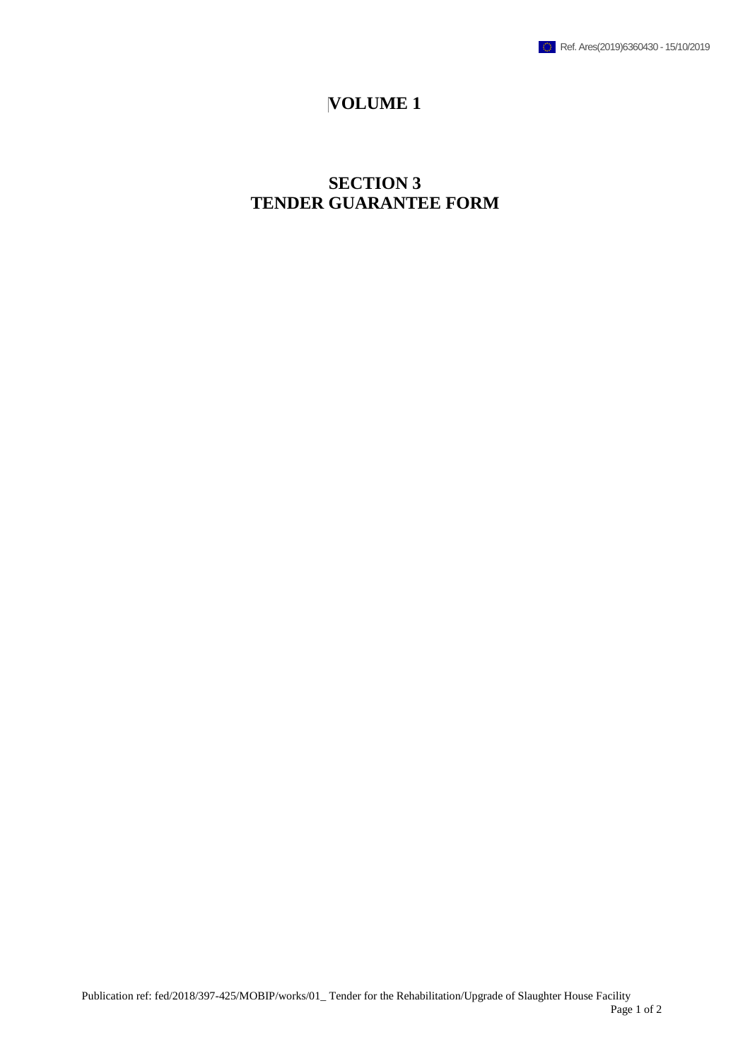# VOLUME 1

## SECTION 3
## TENDER GUARANTEE FORM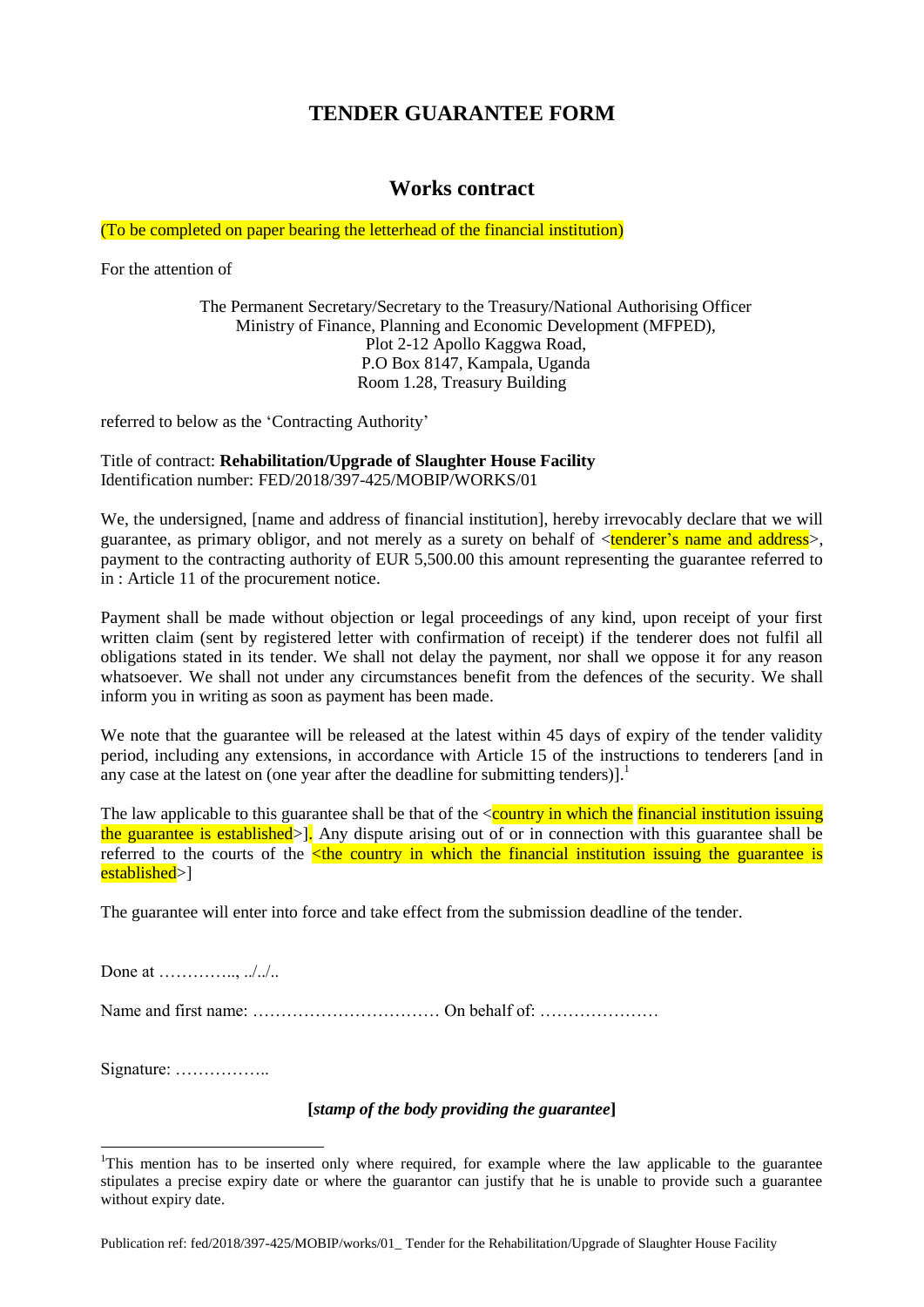# TENDER GUARANTEE FORM

## Works contract

(To be completed on paper bearing the letterhead of the financial institution)

For the attention of

The Permanent Secretary/Secretary to the Treasury/National Authorising Officer
Ministry of Finance, Planning and Economic Development (MFPED),
Plot 2-12 Apollo Kaggwa Road,
P.O Box 8147, Kampala, Uganda
Room 1.28, Treasury Building

referred to below as the 'Contracting Authority'

Title of contract: **Rehabilitation/Upgrade of Slaughter House Facility**
Identification number: FED/2018/397-425/MOBIP/WORKS/01

We, the undersigned, [name and address of financial institution], hereby irrevocably declare that we will guarantee, as primary obligor, and not merely as a surety on behalf of <tenderer's name and address>, payment to the contracting authority of EUR 5,500.00 this amount representing the guarantee referred to in : Article 11 of the procurement notice.

Payment shall be made without objection or legal proceedings of any kind, upon receipt of your first written claim (sent by registered letter with confirmation of receipt) if the tenderer does not fulfil all obligations stated in its tender. We shall not delay the payment, nor shall we oppose it for any reason whatsoever. We shall not under any circumstances benefit from the defences of the security. We shall inform you in writing as soon as payment has been made.

We note that the guarantee will be released at the latest within 45 days of expiry of the tender validity period, including any extensions, in accordance with Article 15 of the instructions to tenderers [and in any case at the latest on (one year after the deadline for submitting tenders)].[1]

The law applicable to this guarantee shall be that of the <country in which the financial institution issuing the guarantee is established>]. Any dispute arising out of or in connection with this guarantee shall be referred to the courts of the <the country in which the financial institution issuing the guarantee is established>]

The guarantee will enter into force and take effect from the submission deadline of the tender.

Done at ………….., ../../..

Name and first name: …………………………… On behalf of: …………………

Signature: ……………..

**[*stamp of the body providing the guarantee*]**

---

[1]This mention has to be inserted only where required, for example where the law applicable to the guarantee stipulates a precise expiry date or where the guarantor can justify that he is unable to provide such a guarantee without expiry date.